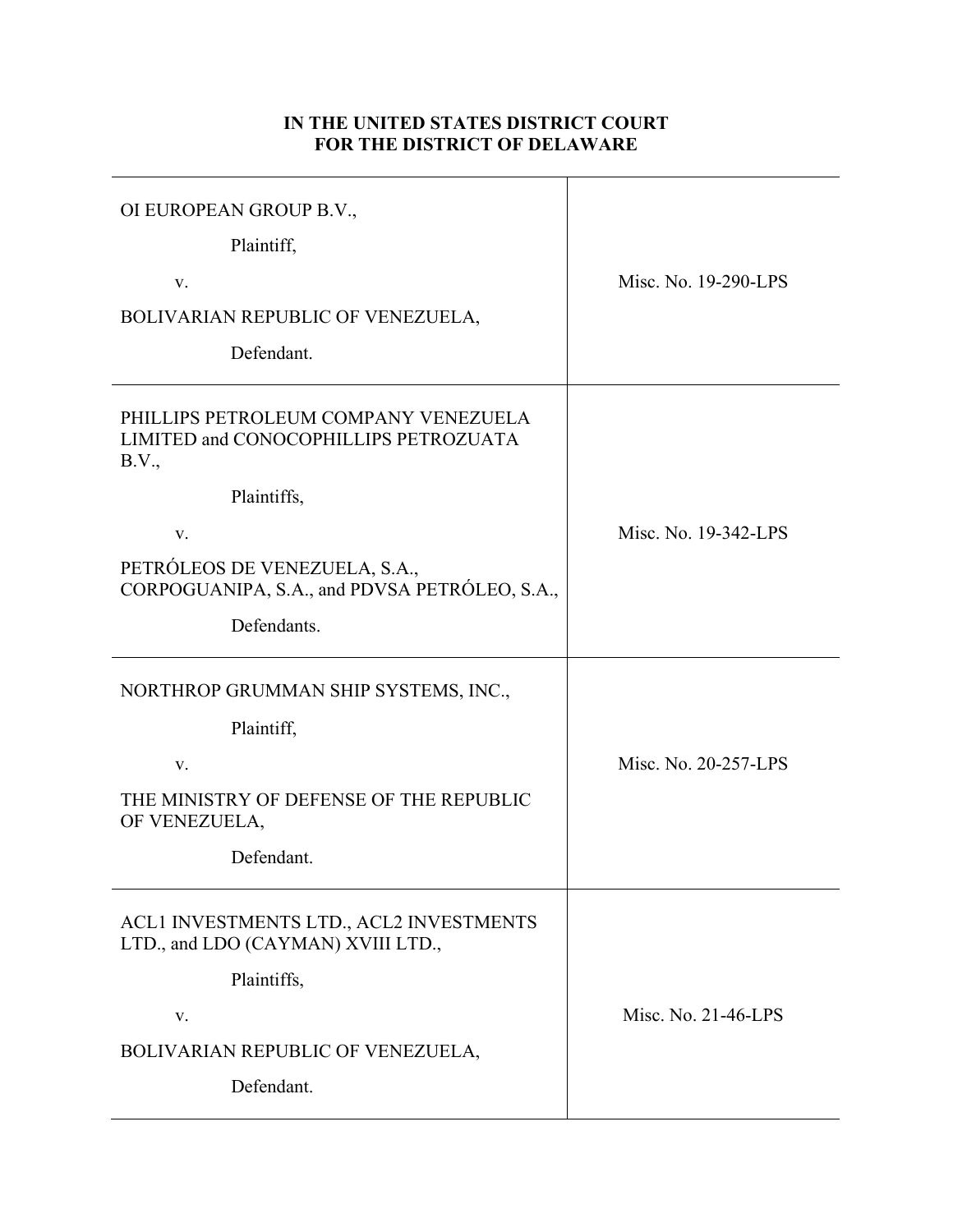**IN THE UNITED STATES DISTRICT COURT**
**FOR THE DISTRICT OF DELAWARE**

| | |
|---|---|
| OI EUROPEAN GROUP B.V.,<br><br>Plaintiff,<br><br>v.<br><br>BOLIVARIAN REPUBLIC OF VENEZUELA,<br><br>Defendant. | Misc. No. 19-290-LPS |
| PHILLIPS PETROLEUM COMPANY VENEZUELA LIMITED and CONOCOPHILLIPS PETROZUATA B.V.,<br><br>Plaintiffs,<br><br>v.<br><br>PETRÓLEOS DE VENEZUELA, S.A., CORPOGUANIPA, S.A., and PDVSA PETRÓLEO, S.A.,<br><br>Defendants. | Misc. No. 19-342-LPS |
| NORTHROP GRUMMAN SHIP SYSTEMS, INC.,<br><br>Plaintiff,<br><br>v.<br><br>THE MINISTRY OF DEFENSE OF THE REPUBLIC OF VENEZUELA,<br><br>Defendant. | Misc. No. 20-257-LPS |
| ACL1 INVESTMENTS LTD., ACL2 INVESTMENTS LTD., and LDO (CAYMAN) XVIII LTD.,<br><br>Plaintiffs,<br><br>v.<br><br>BOLIVARIAN REPUBLIC OF VENEZUELA,<br><br>Defendant. | Misc. No. 21-46-LPS |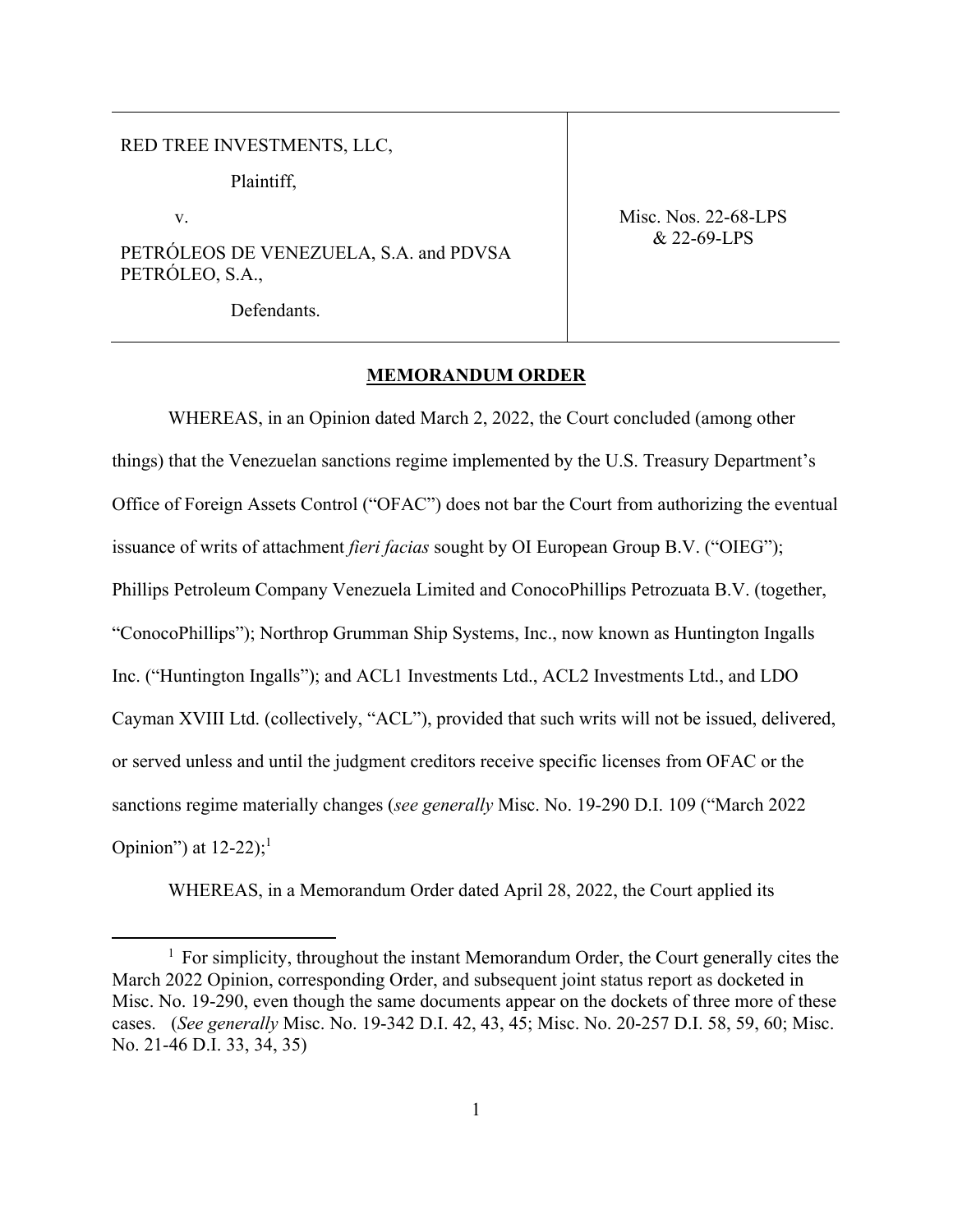| RED TREE INVESTMENTS, LLC,<br><br>Plaintiff,<br><br>v.<br><br>PETRÓLEOS DE VENEZUELA, S.A. and PDVSA PETRÓLEO, S.A.,<br><br>Defendants. | Misc. Nos. 22-68-LPS & 22-69-LPS |
|---|---|

**MEMORANDUM ORDER**

WHEREAS, in an Opinion dated March 2, 2022, the Court concluded (among other things) that the Venezuelan sanctions regime implemented by the U.S. Treasury Department's Office of Foreign Assets Control ("OFAC") does not bar the Court from authorizing the eventual issuance of writs of attachment *fieri facias* sought by OI European Group B.V. ("OIEG"); Phillips Petroleum Company Venezuela Limited and ConocoPhillips Petrozuata B.V. (together, "ConocoPhillips"); Northrop Grumman Ship Systems, Inc., now known as Huntington Ingalls Inc. ("Huntington Ingalls"); and ACL1 Investments Ltd., ACL2 Investments Ltd., and LDO Cayman XVIII Ltd. (collectively, "ACL"), provided that such writs will not be issued, delivered, or served unless and until the judgment creditors receive specific licenses from OFAC or the sanctions regime materially changes (*see generally* Misc. No. 19-290 D.I. 109 ("March 2022 Opinion") at 12-22);[1]

WHEREAS, in a Memorandum Order dated April 28, 2022, the Court applied its

[1] For simplicity, throughout the instant Memorandum Order, the Court generally cites the March 2022 Opinion, corresponding Order, and subsequent joint status report as docketed in Misc. No. 19-290, even though the same documents appear on the dockets of three more of these cases. (*See generally* Misc. No. 19-342 D.I. 42, 43, 45; Misc. No. 20-257 D.I. 58, 59, 60; Misc. No. 21-46 D.I. 33, 34, 35)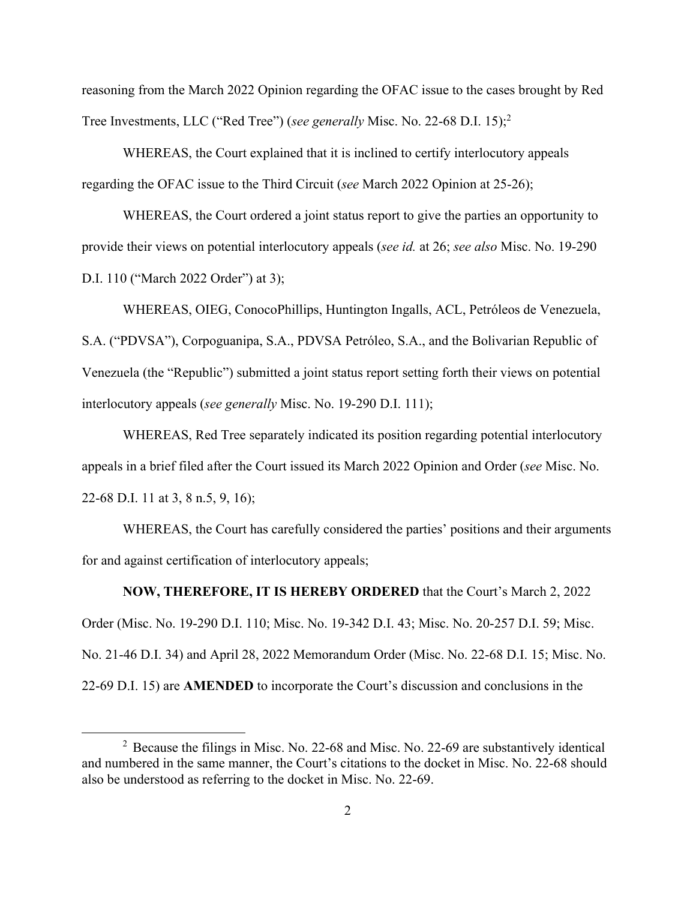reasoning from the March 2022 Opinion regarding the OFAC issue to the cases brought by Red Tree Investments, LLC ("Red Tree") (*see generally* Misc. No. 22-68 D.I. 15);[2]

WHEREAS, the Court explained that it is inclined to certify interlocutory appeals regarding the OFAC issue to the Third Circuit (*see* March 2022 Opinion at 25-26);

WHEREAS, the Court ordered a joint status report to give the parties an opportunity to provide their views on potential interlocutory appeals (*see id.* at 26; *see also* Misc. No. 19-290 D.I. 110 ("March 2022 Order") at 3);

WHEREAS, OIEG, ConocoPhillips, Huntington Ingalls, ACL, Petróleos de Venezuela, S.A. ("PDVSA"), Corpoguanipa, S.A., PDVSA Petróleo, S.A., and the Bolivarian Republic of Venezuela (the "Republic") submitted a joint status report setting forth their views on potential interlocutory appeals (*see generally* Misc. No. 19-290 D.I. 111);

WHEREAS, Red Tree separately indicated its position regarding potential interlocutory appeals in a brief filed after the Court issued its March 2022 Opinion and Order (*see* Misc. No. 22-68 D.I. 11 at 3, 8 n.5, 9, 16);

WHEREAS, the Court has carefully considered the parties' positions and their arguments for and against certification of interlocutory appeals;

**NOW, THEREFORE, IT IS HEREBY ORDERED** that the Court's March 2, 2022 Order (Misc. No. 19-290 D.I. 110; Misc. No. 19-342 D.I. 43; Misc. No. 20-257 D.I. 59; Misc. No. 21-46 D.I. 34) and April 28, 2022 Memorandum Order (Misc. No. 22-68 D.I. 15; Misc. No. 22-69 D.I. 15) are **AMENDED** to incorporate the Court's discussion and conclusions in the

[2] Because the filings in Misc. No. 22-68 and Misc. No. 22-69 are substantively identical and numbered in the same manner, the Court's citations to the docket in Misc. No. 22-68 should also be understood as referring to the docket in Misc. No. 22-69.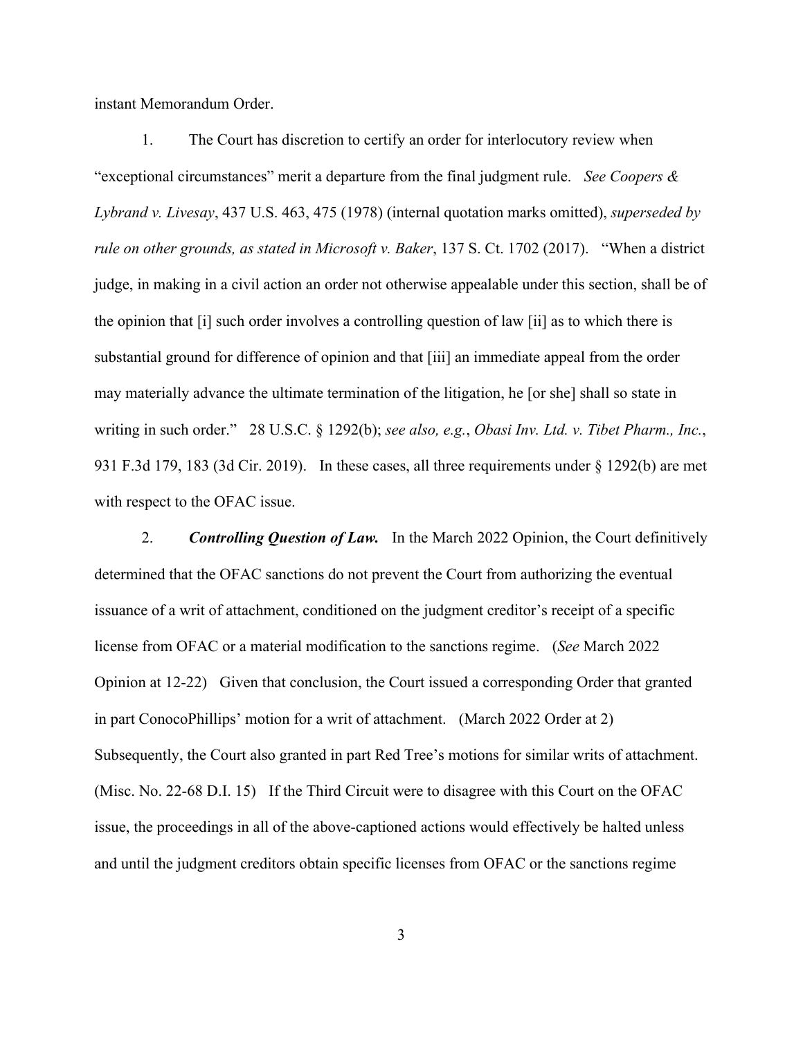instant Memorandum Order.

1. The Court has discretion to certify an order for interlocutory review when "exceptional circumstances" merit a departure from the final judgment rule. *See Coopers & Lybrand v. Livesay*, 437 U.S. 463, 475 (1978) (internal quotation marks omitted), *superseded by rule on other grounds, as stated in Microsoft v. Baker*, 137 S. Ct. 1702 (2017). "When a district judge, in making in a civil action an order not otherwise appealable under this section, shall be of the opinion that [i] such order involves a controlling question of law [ii] as to which there is substantial ground for difference of opinion and that [iii] an immediate appeal from the order may materially advance the ultimate termination of the litigation, he [or she] shall so state in writing in such order." 28 U.S.C. § 1292(b); *see also, e.g.*, *Obasi Inv. Ltd. v. Tibet Pharm., Inc.*, 931 F.3d 179, 183 (3d Cir. 2019). In these cases, all three requirements under § 1292(b) are met with respect to the OFAC issue.

2. ***Controlling Question of Law.*** In the March 2022 Opinion, the Court definitively determined that the OFAC sanctions do not prevent the Court from authorizing the eventual issuance of a writ of attachment, conditioned on the judgment creditor's receipt of a specific license from OFAC or a material modification to the sanctions regime. (*See* March 2022 Opinion at 12-22) Given that conclusion, the Court issued a corresponding Order that granted in part ConocoPhillips' motion for a writ of attachment. (March 2022 Order at 2) Subsequently, the Court also granted in part Red Tree's motions for similar writs of attachment. (Misc. No. 22-68 D.I. 15) If the Third Circuit were to disagree with this Court on the OFAC issue, the proceedings in all of the above-captioned actions would effectively be halted unless and until the judgment creditors obtain specific licenses from OFAC or the sanctions regime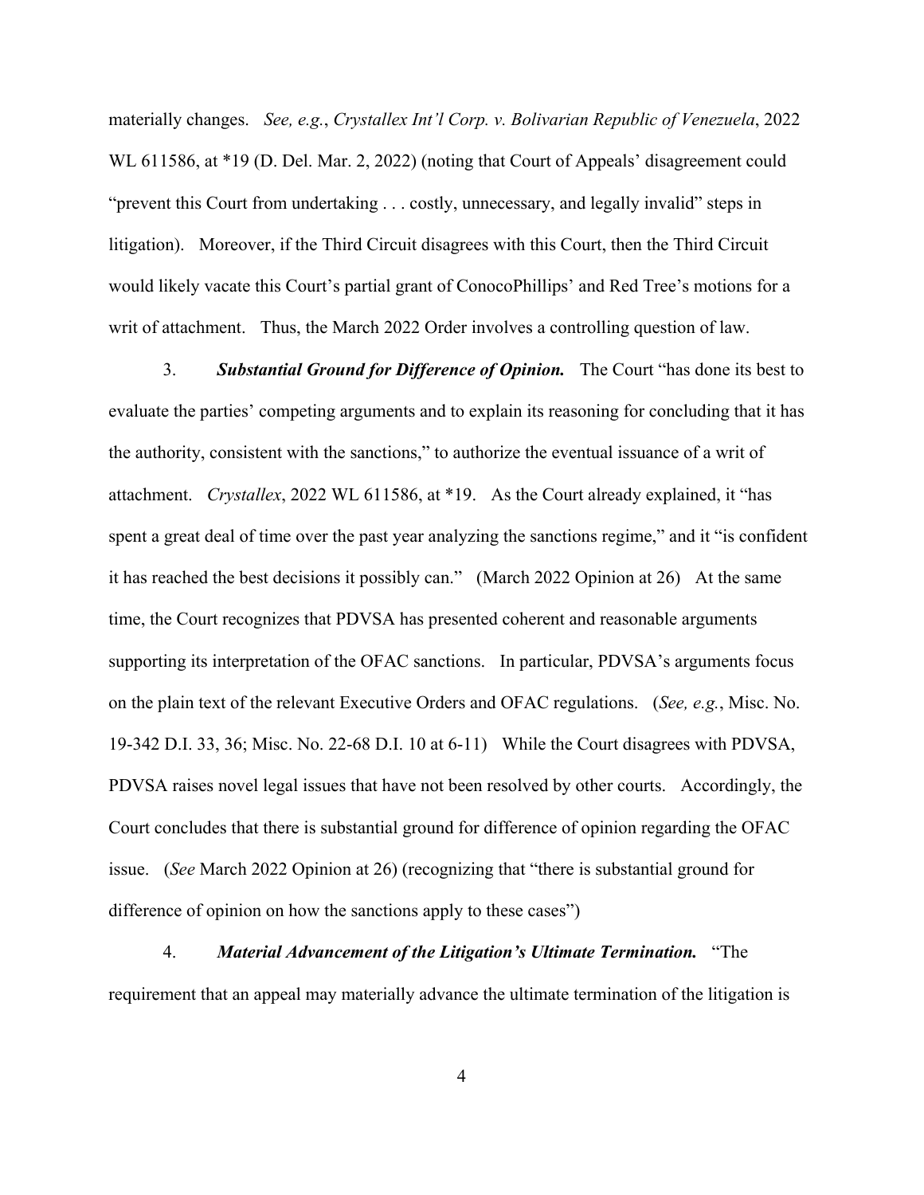materially changes. *See, e.g.*, *Crystallex Int'l Corp. v. Bolivarian Republic of Venezuela*, 2022 WL 611586, at *19 (D. Del. Mar. 2, 2022) (noting that Court of Appeals' disagreement could "prevent this Court from undertaking . . . costly, unnecessary, and legally invalid" steps in litigation). Moreover, if the Third Circuit disagrees with this Court, then the Third Circuit would likely vacate this Court's partial grant of ConocoPhillips' and Red Tree's motions for a writ of attachment. Thus, the March 2022 Order involves a controlling question of law.

3. ***Substantial Ground for Difference of Opinion.*** The Court "has done its best to evaluate the parties' competing arguments and to explain its reasoning for concluding that it has the authority, consistent with the sanctions," to authorize the eventual issuance of a writ of attachment. *Crystallex*, 2022 WL 611586, at *19. As the Court already explained, it "has spent a great deal of time over the past year analyzing the sanctions regime," and it "is confident it has reached the best decisions it possibly can." (March 2022 Opinion at 26) At the same time, the Court recognizes that PDVSA has presented coherent and reasonable arguments supporting its interpretation of the OFAC sanctions. In particular, PDVSA's arguments focus on the plain text of the relevant Executive Orders and OFAC regulations. (*See, e.g.*, Misc. No. 19-342 D.I. 33, 36; Misc. No. 22-68 D.I. 10 at 6-11) While the Court disagrees with PDVSA, PDVSA raises novel legal issues that have not been resolved by other courts. Accordingly, the Court concludes that there is substantial ground for difference of opinion regarding the OFAC issue. (*See* March 2022 Opinion at 26) (recognizing that "there is substantial ground for difference of opinion on how the sanctions apply to these cases")

4. ***Material Advancement of the Litigation's Ultimate Termination.*** "The requirement that an appeal may materially advance the ultimate termination of the litigation is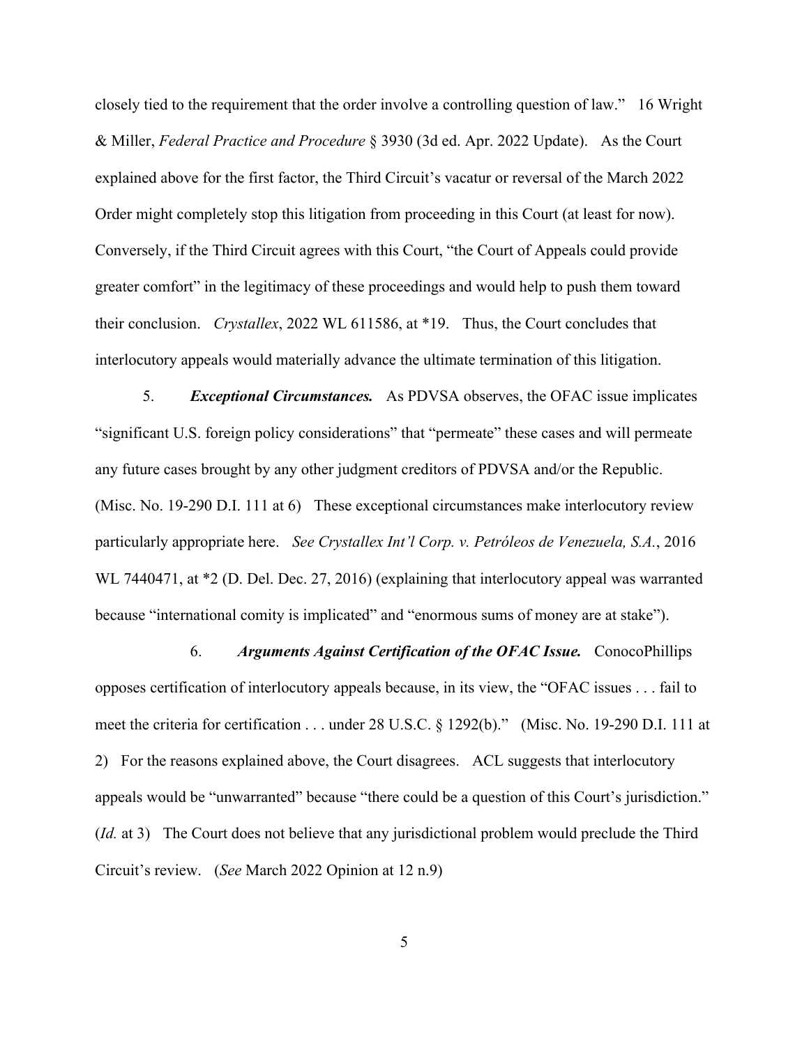closely tied to the requirement that the order involve a controlling question of law." 16 Wright & Miller, *Federal Practice and Procedure* § 3930 (3d ed. Apr. 2022 Update). As the Court explained above for the first factor, the Third Circuit's vacatur or reversal of the March 2022 Order might completely stop this litigation from proceeding in this Court (at least for now). Conversely, if the Third Circuit agrees with this Court, "the Court of Appeals could provide greater comfort" in the legitimacy of these proceedings and would help to push them toward their conclusion. *Crystallex*, 2022 WL 611586, at *19. Thus, the Court concludes that interlocutory appeals would materially advance the ultimate termination of this litigation.

5. ***Exceptional Circumstances.*** As PDVSA observes, the OFAC issue implicates "significant U.S. foreign policy considerations" that "permeate" these cases and will permeate any future cases brought by any other judgment creditors of PDVSA and/or the Republic. (Misc. No. 19-290 D.I. 111 at 6) These exceptional circumstances make interlocutory review particularly appropriate here. *See Crystallex Int'l Corp. v. Petróleos de Venezuela, S.A.*, 2016 WL 7440471, at *2 (D. Del. Dec. 27, 2016) (explaining that interlocutory appeal was warranted because "international comity is implicated" and "enormous sums of money are at stake").

6. ***Arguments Against Certification of the OFAC Issue.*** ConocoPhillips opposes certification of interlocutory appeals because, in its view, the "OFAC issues . . . fail to meet the criteria for certification . . . under 28 U.S.C. § 1292(b)." (Misc. No. 19-290 D.I. 111 at 2) For the reasons explained above, the Court disagrees. ACL suggests that interlocutory appeals would be "unwarranted" because "there could be a question of this Court's jurisdiction." (*Id.* at 3) The Court does not believe that any jurisdictional problem would preclude the Third Circuit's review. (*See* March 2022 Opinion at 12 n.9)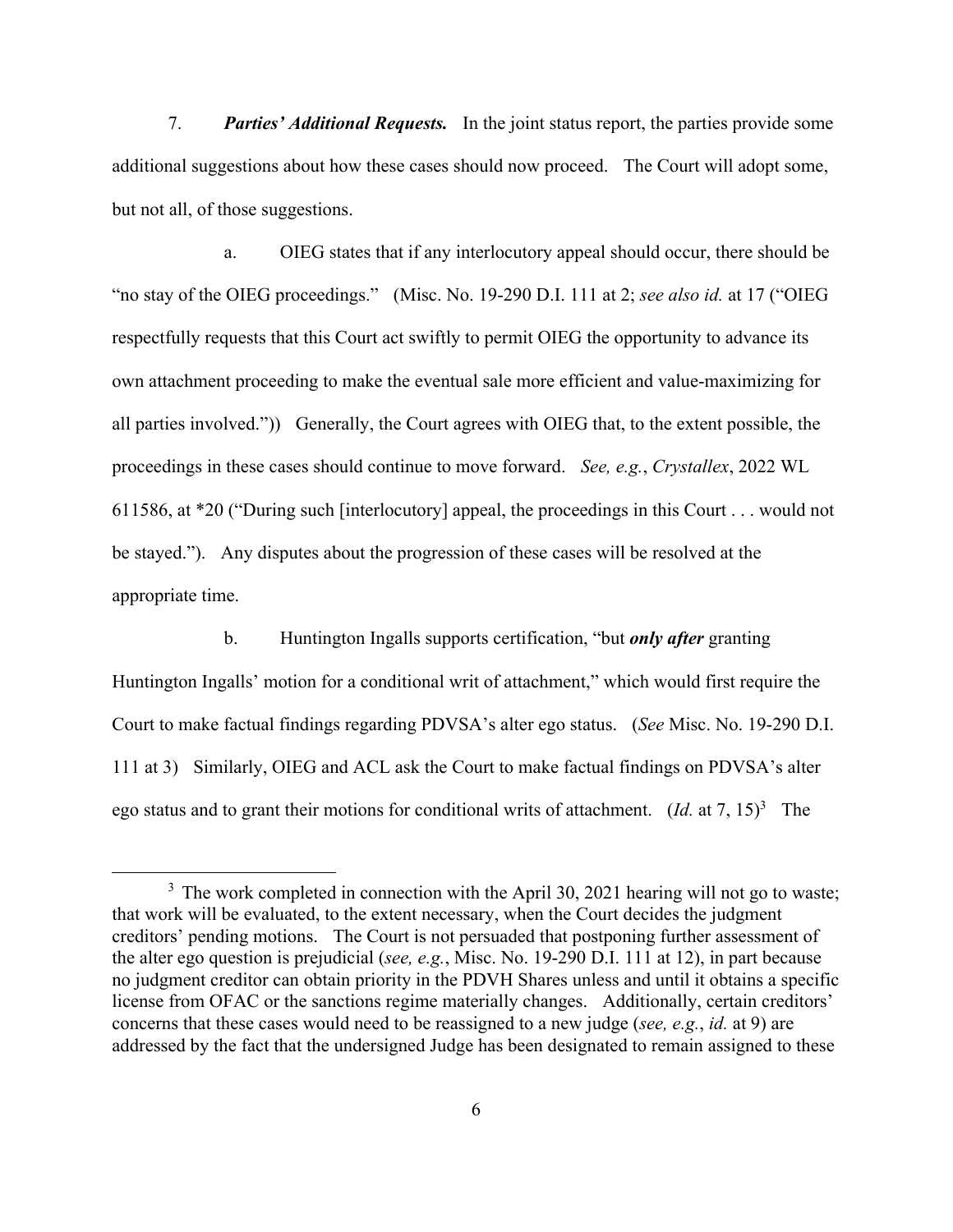7. ***Parties' Additional Requests.*** In the joint status report, the parties provide some additional suggestions about how these cases should now proceed. The Court will adopt some, but not all, of those suggestions.

a. OIEG states that if any interlocutory appeal should occur, there should be "no stay of the OIEG proceedings." (Misc. No. 19-290 D.I. 111 at 2; *see also id.* at 17 ("OIEG respectfully requests that this Court act swiftly to permit OIEG the opportunity to advance its own attachment proceeding to make the eventual sale more efficient and value-maximizing for all parties involved.")) Generally, the Court agrees with OIEG that, to the extent possible, the proceedings in these cases should continue to move forward. *See, e.g.*, *Crystallex*, 2022 WL 611586, at *20 ("During such [interlocutory] appeal, the proceedings in this Court . . . would not be stayed."). Any disputes about the progression of these cases will be resolved at the appropriate time.

b. Huntington Ingalls supports certification, "but ***only after*** granting Huntington Ingalls' motion for a conditional writ of attachment," which would first require the Court to make factual findings regarding PDVSA's alter ego status. (*See* Misc. No. 19-290 D.I. 111 at 3) Similarly, OIEG and ACL ask the Court to make factual findings on PDVSA's alter ego status and to grant their motions for conditional writs of attachment. (*Id.* at 7, 15)[3] The

[3] The work completed in connection with the April 30, 2021 hearing will not go to waste; that work will be evaluated, to the extent necessary, when the Court decides the judgment creditors' pending motions. The Court is not persuaded that postponing further assessment of the alter ego question is prejudicial (*see, e.g.*, Misc. No. 19-290 D.I. 111 at 12), in part because no judgment creditor can obtain priority in the PDVH Shares unless and until it obtains a specific license from OFAC or the sanctions regime materially changes. Additionally, certain creditors' concerns that these cases would need to be reassigned to a new judge (*see, e.g.*, *id.* at 9) are addressed by the fact that the undersigned Judge has been designated to remain assigned to these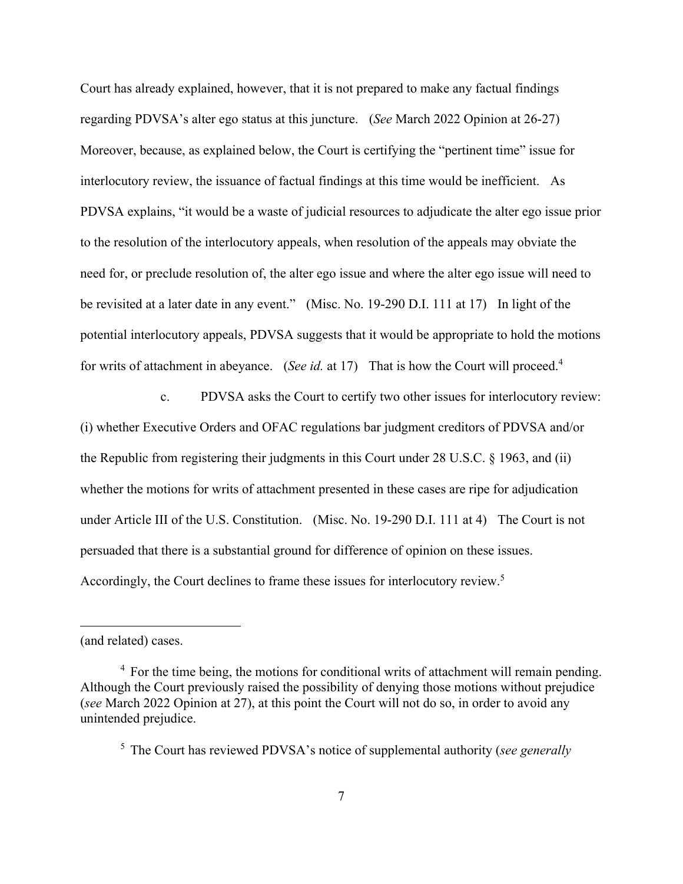Court has already explained, however, that it is not prepared to make any factual findings regarding PDVSA's alter ego status at this juncture. (*See* March 2022 Opinion at 26-27) Moreover, because, as explained below, the Court is certifying the "pertinent time" issue for interlocutory review, the issuance of factual findings at this time would be inefficient. As PDVSA explains, "it would be a waste of judicial resources to adjudicate the alter ego issue prior to the resolution of the interlocutory appeals, when resolution of the appeals may obviate the need for, or preclude resolution of, the alter ego issue and where the alter ego issue will need to be revisited at a later date in any event." (Misc. No. 19-290 D.I. 111 at 17) In light of the potential interlocutory appeals, PDVSA suggests that it would be appropriate to hold the motions for writs of attachment in abeyance. (*See id.* at 17) That is how the Court will proceed.[4]

c. PDVSA asks the Court to certify two other issues for interlocutory review: (i) whether Executive Orders and OFAC regulations bar judgment creditors of PDVSA and/or the Republic from registering their judgments in this Court under 28 U.S.C. § 1963, and (ii) whether the motions for writs of attachment presented in these cases are ripe for adjudication under Article III of the U.S. Constitution. (Misc. No. 19-290 D.I. 111 at 4) The Court is not persuaded that there is a substantial ground for difference of opinion on these issues. Accordingly, the Court declines to frame these issues for interlocutory review.[5]

---

(and related) cases.

[4] For the time being, the motions for conditional writs of attachment will remain pending. Although the Court previously raised the possibility of denying those motions without prejudice (*see* March 2022 Opinion at 27), at this point the Court will not do so, in order to avoid any unintended prejudice.

[5] The Court has reviewed PDVSA's notice of supplemental authority (*see generally*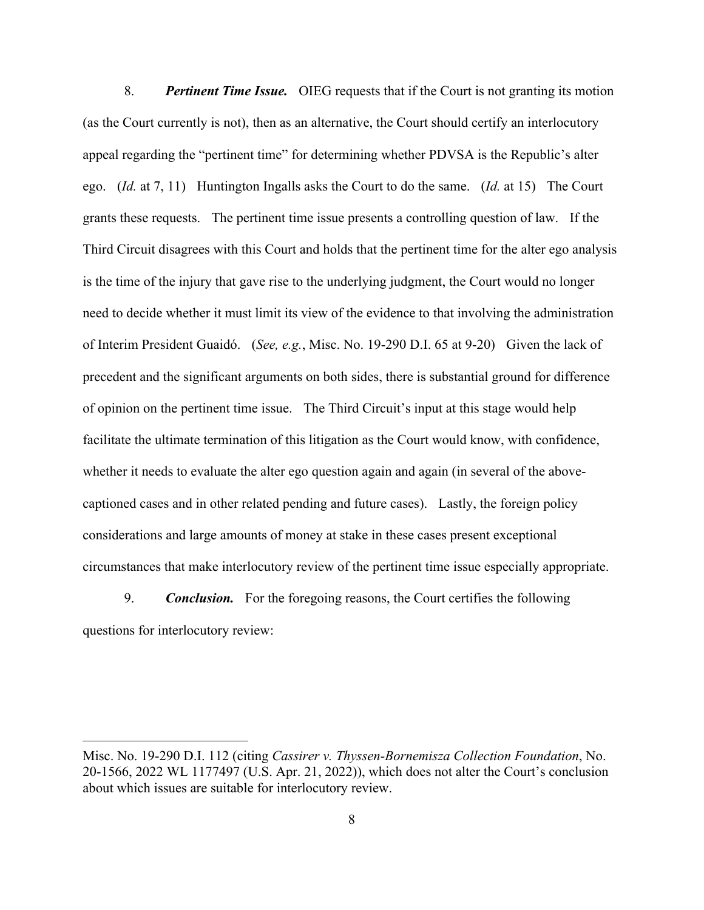8. ***Pertinent Time Issue.*** OIEG requests that if the Court is not granting its motion (as the Court currently is not), then as an alternative, the Court should certify an interlocutory appeal regarding the "pertinent time" for determining whether PDVSA is the Republic's alter ego. (*Id.* at 7, 11) Huntington Ingalls asks the Court to do the same. (*Id.* at 15) The Court grants these requests. The pertinent time issue presents a controlling question of law. If the Third Circuit disagrees with this Court and holds that the pertinent time for the alter ego analysis is the time of the injury that gave rise to the underlying judgment, the Court would no longer need to decide whether it must limit its view of the evidence to that involving the administration of Interim President Guaidó. (*See, e.g.*, Misc. No. 19-290 D.I. 65 at 9-20) Given the lack of precedent and the significant arguments on both sides, there is substantial ground for difference of opinion on the pertinent time issue. The Third Circuit's input at this stage would help facilitate the ultimate termination of this litigation as the Court would know, with confidence, whether it needs to evaluate the alter ego question again and again (in several of the above-captioned cases and in other related pending and future cases). Lastly, the foreign policy considerations and large amounts of money at stake in these cases present exceptional circumstances that make interlocutory review of the pertinent time issue especially appropriate.

9. ***Conclusion.*** For the foregoing reasons, the Court certifies the following questions for interlocutory review:

---

Misc. No. 19-290 D.I. 112 (citing *Cassirer v. Thyssen-Bornemisza Collection Foundation*, No. 20-1566, 2022 WL 1177497 (U.S. Apr. 21, 2022)), which does not alter the Court's conclusion about which issues are suitable for interlocutory review.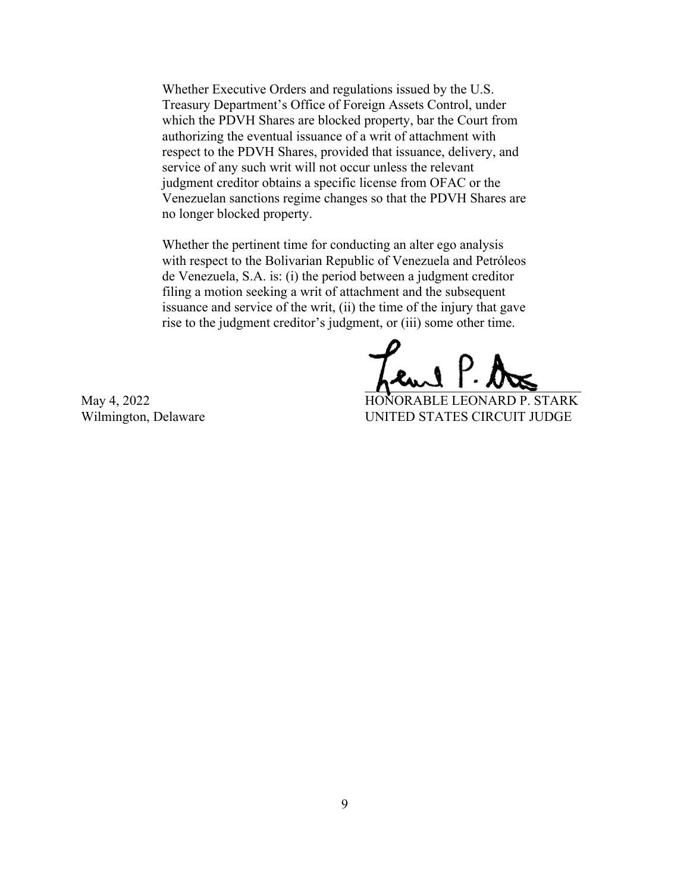Whether Executive Orders and regulations issued by the U.S. Treasury Department's Office of Foreign Assets Control, under which the PDVH Shares are blocked property, bar the Court from authorizing the eventual issuance of a writ of attachment with respect to the PDVH Shares, provided that issuance, delivery, and service of any such writ will not occur unless the relevant judgment creditor obtains a specific license from OFAC or the Venezuelan sanctions regime changes so that the PDVH Shares are no longer blocked property.

Whether the pertinent time for conducting an alter ego analysis with respect to the Bolivarian Republic of Venezuela and Petróleos de Venezuela, S.A. is: (i) the period between a judgment creditor filing a motion seeking a writ of attachment and the subsequent issuance and service of the writ, (ii) the time of the injury that gave rise to the judgment creditor's judgment, or (iii) some other time.

May 4, 2022
Wilmington, Delaware

HONORABLE LEONARD P. STARK
UNITED STATES CIRCUIT JUDGE